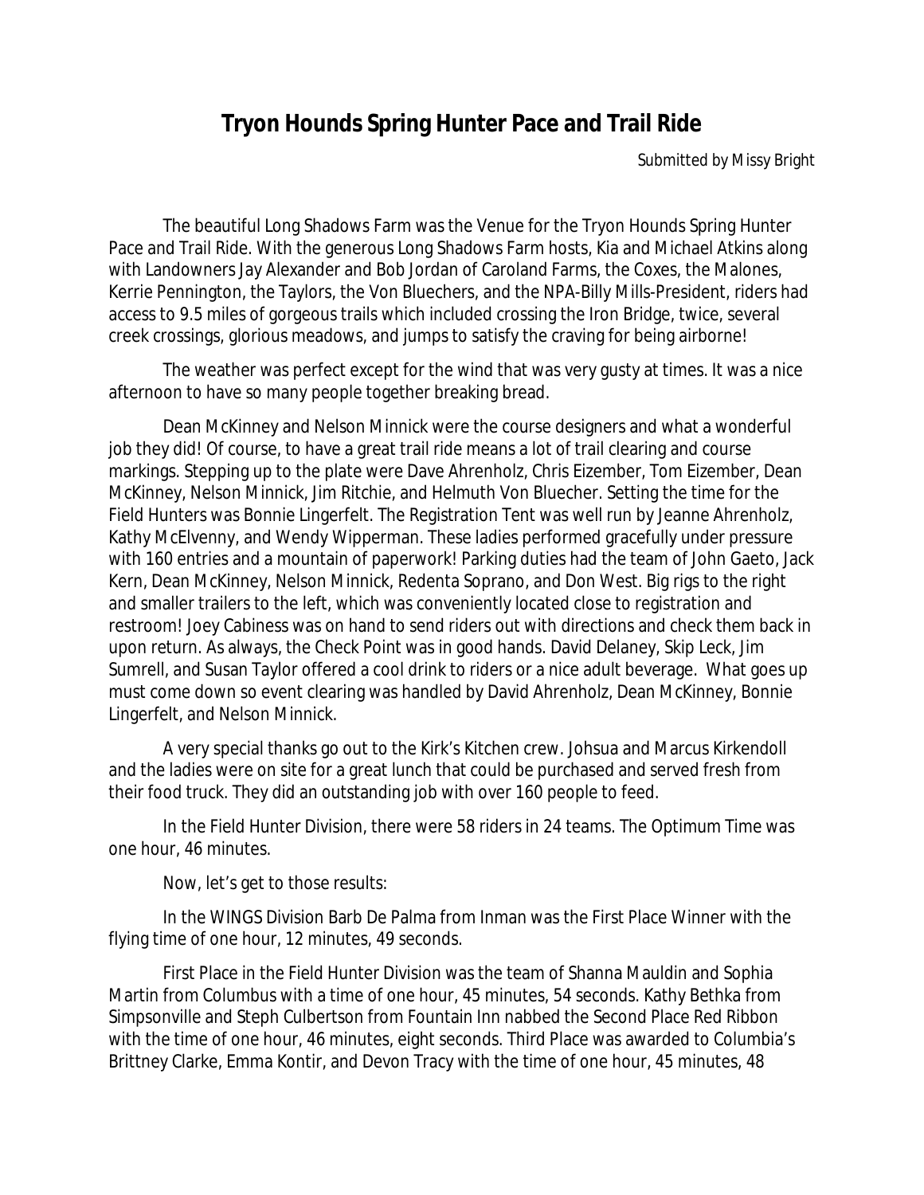# Tryon Hounds Spring Hunter Pace and Trail Ride

Submitted by Missy Bright

The beautiful Long Shadows Farm was the Venue for the Tryon Hounds Spring Hunter Pace and Trail Ride. With the generous Long Shadows Farm hosts, Kia and Michael Atkins along with Landowners Jay Alexander and Bob Jordan of Caroland Farms, the Coxes, the Malones, Kerrie Pennington, the Taylors, the Von Bluechers, and the NPA-Billy Mills-President, riders had access to 9.5 miles of gorgeous trails which included crossing the Iron Bridge, twice, several creek crossings, glorious meadows, and jumps to satisfy the craving for being airborne!

The weather was perfect except for the wind that was very gusty at times. It was a nice afternoon to have so many people together breaking bread.

Dean McKinney and Nelson Minnick were the course designers and what a wonderful job they did! Of course, to have a great trail ride means a lot of trail clearing and course markings. Stepping up to the plate were Dave Ahrenholz, Chris Eizember, Tom Eizember, Dean McKinney, Nelson Minnick, Jim Ritchie, and Helmuth Von Bluecher. Setting the time for the Field Hunters was Bonnie Lingerfelt. The Registration Tent was well run by Jeanne Ahrenholz, Kathy McElvenny, and Wendy Wipperman. These ladies performed gracefully under pressure with 160 entries and a mountain of paperwork! Parking duties had the team of John Gaeto, Jack Kern, Dean McKinney, Nelson Minnick, Redenta Soprano, and Don West. Big rigs to the right and smaller trailers to the left, which was conveniently located close to registration and restroom! Joey Cabiness was on hand to send riders out with directions and check them back in upon return. As always, the Check Point was in good hands. David Delaney, Skip Leck, Jim Sumrell, and Susan Taylor offered a cool drink to riders or a nice adult beverage. What goes up must come down so event clearing was handled by David Ahrenholz, Dean McKinney, Bonnie Lingerfelt, and Nelson Minnick.

A very special thanks go out to the Kirk's Kitchen crew. Johsua and Marcus Kirkendoll and the ladies were on site for a great lunch that could be purchased and served fresh from their food truck. They did an outstanding job with over 160 people to feed.

In the Field Hunter Division, there were 58 riders in 24 teams. The Optimum Time was one hour, 46 minutes.

Now, let's get to those results:

In the WINGS Division Barb De Palma from Inman was the First Place Winner with the flying time of one hour, 12 minutes, 49 seconds.

First Place in the Field Hunter Division was the team of Shanna Mauldin and Sophia Martin from Columbus with a time of one hour, 45 minutes, 54 seconds. Kathy Bethka from Simpsonville and Steph Culbertson from Fountain Inn nabbed the Second Place Red Ribbon with the time of one hour, 46 minutes, eight seconds. Third Place was awarded to Columbia's Brittney Clarke, Emma Kontir, and Devon Tracy with the time of one hour, 45 minutes, 48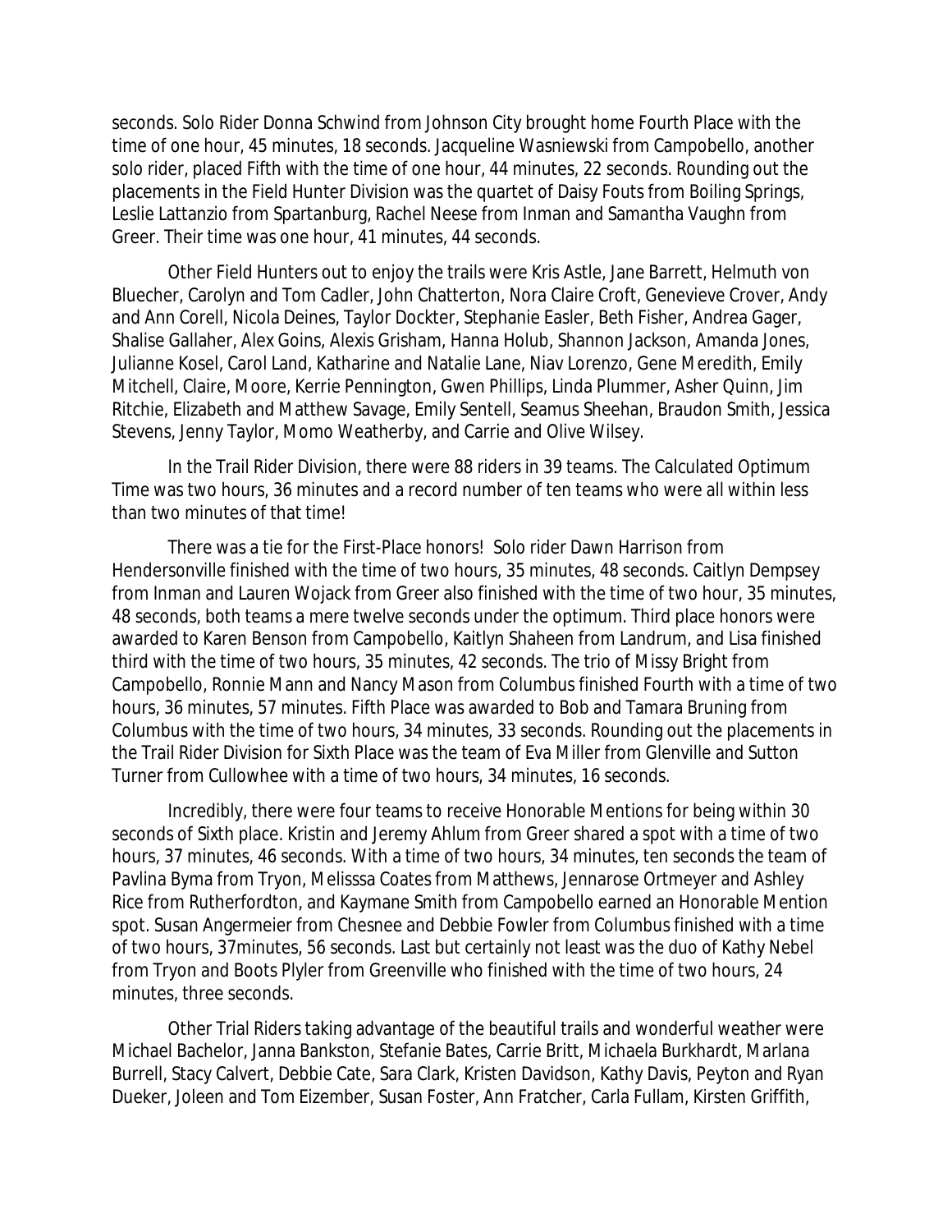seconds. Solo Rider Donna Schwind from Johnson City brought home Fourth Place with the time of one hour, 45 minutes, 18 seconds. Jacqueline Wasniewski from Campobello, another solo rider, placed Fifth with the time of one hour, 44 minutes, 22 seconds. Rounding out the placements in the Field Hunter Division was the quartet of Daisy Fouts from Boiling Springs, Leslie Lattanzio from Spartanburg, Rachel Neese from Inman and Samantha Vaughn from Greer. Their time was one hour, 41 minutes, 44 seconds.

Other Field Hunters out to enjoy the trails were Kris Astle, Jane Barrett, Helmuth von Bluecher, Carolyn and Tom Cadler, John Chatterton, Nora Claire Croft, Genevieve Crover, Andy and Ann Corell, Nicola Deines, Taylor Dockter, Stephanie Easler, Beth Fisher, Andrea Gager, Shalise Gallaher, Alex Goins, Alexis Grisham, Hanna Holub, Shannon Jackson, Amanda Jones, Julianne Kosel, Carol Land, Katharine and Natalie Lane, Niav Lorenzo, Gene Meredith, Emily Mitchell, Claire, Moore, Kerrie Pennington, Gwen Phillips, Linda Plummer, Asher Quinn, Jim Ritchie, Elizabeth and Matthew Savage, Emily Sentell, Seamus Sheehan, Braudon Smith, Jessica Stevens, Jenny Taylor, Momo Weatherby, and Carrie and Olive Wilsey.

In the Trail Rider Division, there were 88 riders in 39 teams. The Calculated Optimum Time was two hours, 36 minutes and a record number of ten teams who were all within less than two minutes of that time!

There was a tie for the First-Place honors! Solo rider Dawn Harrison from Hendersonville finished with the time of two hours, 35 minutes, 48 seconds. Caitlyn Dempsey from Inman and Lauren Wojack from Greer also finished with the time of two hour, 35 minutes, 48 seconds, both teams a mere twelve seconds under the optimum. Third place honors were awarded to Karen Benson from Campobello, Kaitlyn Shaheen from Landrum, and Lisa finished third with the time of two hours, 35 minutes, 42 seconds. The trio of Missy Bright from Campobello, Ronnie Mann and Nancy Mason from Columbus finished Fourth with a time of two hours, 36 minutes, 57 minutes. Fifth Place was awarded to Bob and Tamara Bruning from Columbus with the time of two hours, 34 minutes, 33 seconds. Rounding out the placements in the Trail Rider Division for Sixth Place was the team of Eva Miller from Glenville and Sutton Turner from Cullowhee with a time of two hours, 34 minutes, 16 seconds.

Incredibly, there were four teams to receive Honorable Mentions for being within 30 seconds of Sixth place. Kristin and Jeremy Ahlum from Greer shared a spot with a time of two hours, 37 minutes, 46 seconds. With a time of two hours, 34 minutes, ten seconds the team of Pavlina Byma from Tryon, Melisssa Coates from Matthews, Jennarose Ortmeyer and Ashley Rice from Rutherfordton, and Kaymane Smith from Campobello earned an Honorable Mention spot. Susan Angermeier from Chesnee and Debbie Fowler from Columbus finished with a time of two hours, 37minutes, 56 seconds. Last but certainly not least was the duo of Kathy Nebel from Tryon and Boots Plyler from Greenville who finished with the time of two hours, 24 minutes, three seconds.

Other Trial Riders taking advantage of the beautiful trails and wonderful weather were Michael Bachelor, Janna Bankston, Stefanie Bates, Carrie Britt, Michaela Burkhardt, Marlana Burrell, Stacy Calvert, Debbie Cate, Sara Clark, Kristen Davidson, Kathy Davis, Peyton and Ryan Dueker, Joleen and Tom Eizember, Susan Foster, Ann Fratcher, Carla Fullam, Kirsten Griffith,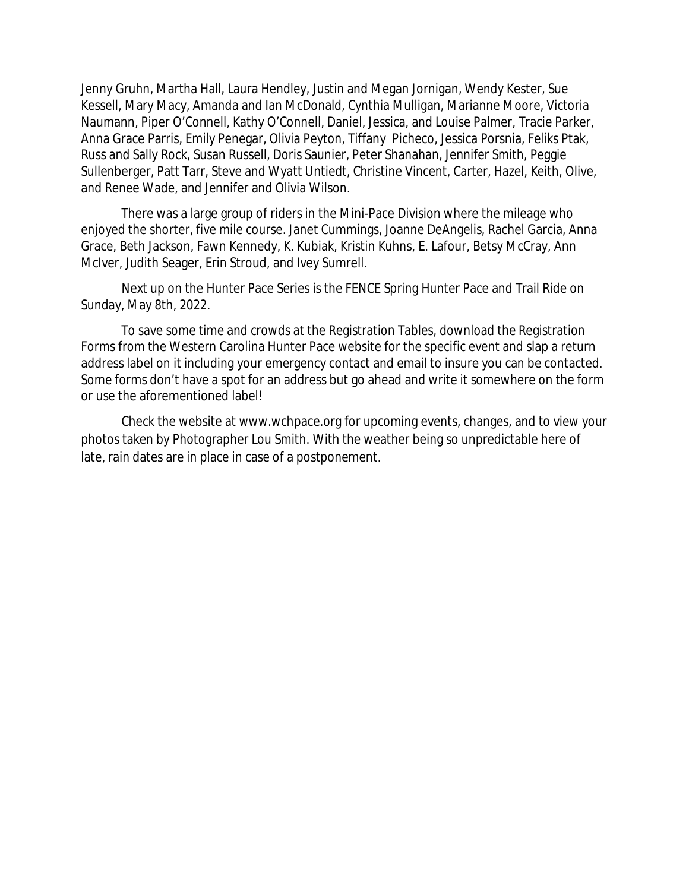Jenny Gruhn, Martha Hall, Laura Hendley, Justin and Megan Jornigan, Wendy Kester, Sue Kessell, Mary Macy, Amanda and Ian McDonald, Cynthia Mulligan, Marianne Moore, Victoria Naumann, Piper O'Connell, Kathy O'Connell, Daniel, Jessica, and Louise Palmer, Tracie Parker, Anna Grace Parris, Emily Penegar, Olivia Peyton, Tiffany Picheco, Jessica Porsnia, Feliks Ptak, Russ and Sally Rock, Susan Russell, Doris Saunier, Peter Shanahan, Jennifer Smith, Peggie Sullenberger, Patt Tarr, Steve and Wyatt Untiedt, Christine Vincent, Carter, Hazel, Keith, Olive, and Renee Wade, and Jennifer and Olivia Wilson.

There was a large group of riders in the Mini-Pace Division where the mileage who enjoyed the shorter, five mile course. Janet Cummings, Joanne DeAngelis, Rachel Garcia, Anna Grace, Beth Jackson, Fawn Kennedy, K. Kubiak, Kristin Kuhns, E. Lafour, Betsy McCray, Ann McIver, Judith Seager, Erin Stroud, and Ivey Sumrell.

Next up on the Hunter Pace Series is the FENCE Spring Hunter Pace and Trail Ride on Sunday, May 8th, 2022.

To save some time and crowds at the Registration Tables, download the Registration Forms from the Western Carolina Hunter Pace website for the specific event and slap a return address label on it including your emergency contact and email to insure you can be contacted. Some forms don't have a spot for an address but go ahead and write it somewhere on the form or use the aforementioned label!

Check the website at www.wchpace.org for upcoming events, changes, and to view your photos taken by Photographer Lou Smith. With the weather being so unpredictable here of late, rain dates are in place in case of a postponement.